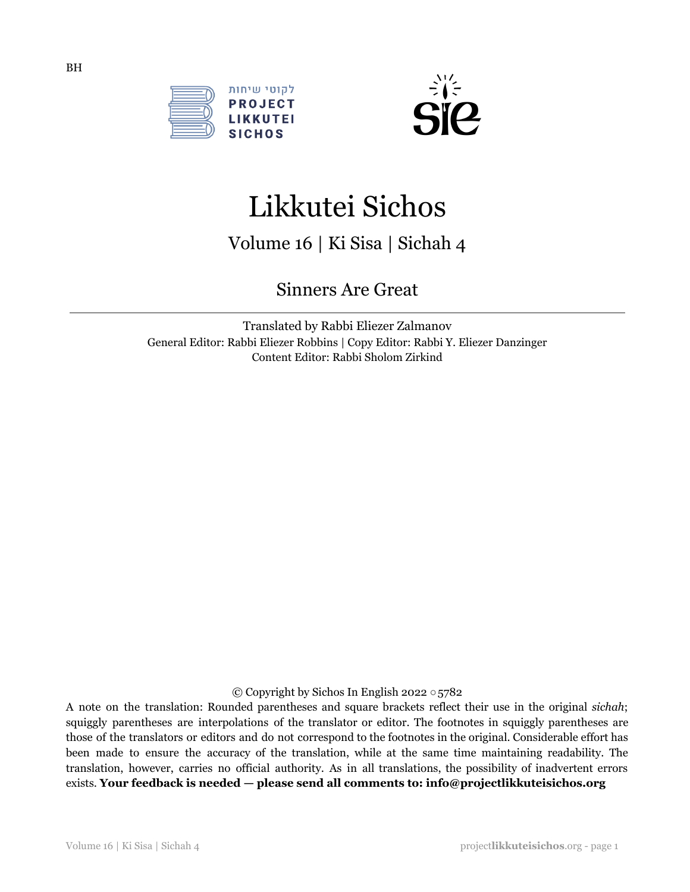BH

לקוטי שיחות
PROJECT
LIKKUTEI
SICHOS

# Likkutei Sichos

## Volume 16 | Ki Sisa | Sichah 4

## Sinners Are Great

Translated by Rabbi Eliezer Zalmanov

General Editor: Rabbi Eliezer Robbins | Copy Editor: Rabbi Y. Eliezer Danzinger

Content Editor: Rabbi Sholom Zirkind

© Copyright by Sichos In English 2022 ○ 5782

A note on the translation: Rounded parentheses and square brackets reflect their use in the original *sichah*; squiggly parentheses are interpolations of the translator or editor. The footnotes in squiggly parentheses are those of the translators or editors and do not correspond to the footnotes in the original. Considerable effort has been made to ensure the accuracy of the translation, while at the same time maintaining readability. The translation, however, carries no official authority. As in all translations, the possibility of inadvertent errors exists. **Your feedback is needed — please send all comments to: info@projectlikkuteisichos.org**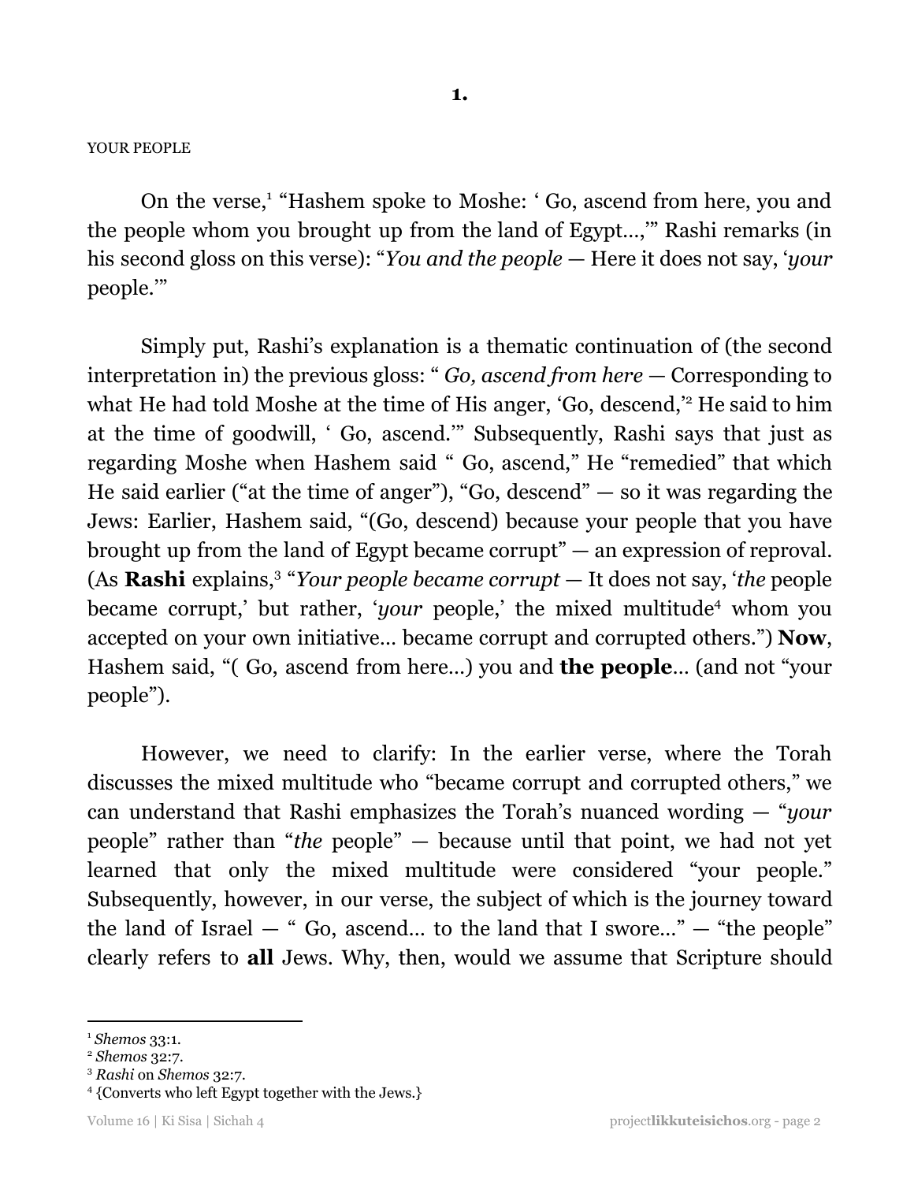**1.**

YOUR PEOPLE

On the verse,[1] "Hashem spoke to Moshe: ' Go, ascend from here, you and the people whom you brought up from the land of Egypt...,'" Rashi remarks (in his second gloss on this verse): "*You and the people* — Here it does not say, '*your* people.'"

Simply put, Rashi's explanation is a thematic continuation of (the second interpretation in) the previous gloss: " *Go, ascend from here* — Corresponding to what He had told Moshe at the time of His anger, 'Go, descend,'[2] He said to him at the time of goodwill, ' Go, ascend.'" Subsequently, Rashi says that just as regarding Moshe when Hashem said " Go, ascend," He "remedied" that which He said earlier ("at the time of anger"), "Go, descend" — so it was regarding the Jews: Earlier, Hashem said, "(Go, descend) because your people that you have brought up from the land of Egypt became corrupt" — an expression of reproval. (As **Rashi** explains,[3] "*Your people became corrupt* — It does not say, '*the* people became corrupt,' but rather, '*your* people,' the mixed multitude[4] whom you accepted on your own initiative... became corrupt and corrupted others.") **Now**, Hashem said, "( Go, ascend from here...) you and **the people**... (and not "your people").

However, we need to clarify: In the earlier verse, where the Torah discusses the mixed multitude who "became corrupt and corrupted others," we can understand that Rashi emphasizes the Torah's nuanced wording — "*your* people" rather than "*the* people" — because until that point, we had not yet learned that only the mixed multitude were considered "your people." Subsequently, however, in our verse, the subject of which is the journey toward the land of Israel — " Go, ascend... to the land that I swore..." — "the people" clearly refers to **all** Jews. Why, then, would we assume that Scripture should

---

[1] *Shemos* 33:1.

[2] *Shemos* 32:7.

[3] *Rashi* on *Shemos* 32:7.

[4] {Converts who left Egypt together with the Jews.}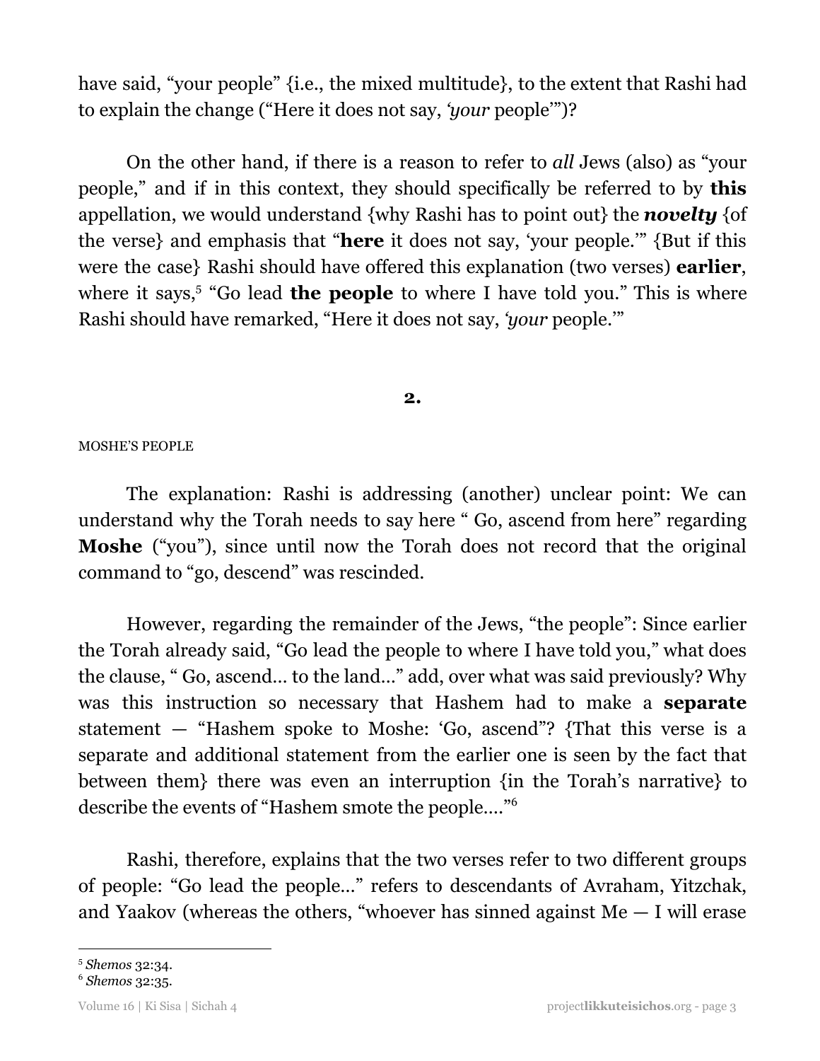have said, "your people" {i.e., the mixed multitude}, to the extent that Rashi had to explain the change ("Here it does not say, '*your* people'")?

On the other hand, if there is a reason to refer to *all* Jews (also) as "your people," and if in this context, they should specifically be referred to by **this** appellation, we would understand {why Rashi has to point out} the ***novelty*** {of the verse} and emphasis that "**here** it does not say, 'your people.'" {But if this were the case} Rashi should have offered this explanation (two verses) **earlier**, where it says,[5] "Go lead **the people** to where I have told you." This is where Rashi should have remarked, "Here it does not say, '*your* people.'"

## 2.

MOSHE'S PEOPLE

The explanation: Rashi is addressing (another) unclear point: We can understand why the Torah needs to say here " Go, ascend from here" regarding **Moshe** ("you"), since until now the Torah does not record that the original command to "go, descend" was rescinded.

However, regarding the remainder of the Jews, "the people": Since earlier the Torah already said, "Go lead the people to where I have told you," what does the clause, " Go, ascend… to the land…" add, over what was said previously? Why was this instruction so necessary that Hashem had to make a **separate** statement — "Hashem spoke to Moshe: 'Go, ascend"? {That this verse is a separate and additional statement from the earlier one is seen by the fact that between them} there was even an interruption {in the Torah's narrative} to describe the events of "Hashem smote the people…."[6]

Rashi, therefore, explains that the two verses refer to two different groups of people: "Go lead the people…" refers to descendants of Avraham, Yitzchak, and Yaakov (whereas the others, "whoever has sinned against Me — I will erase

---

[5] *Shemos* 32:34.

[6] *Shemos* 32:35.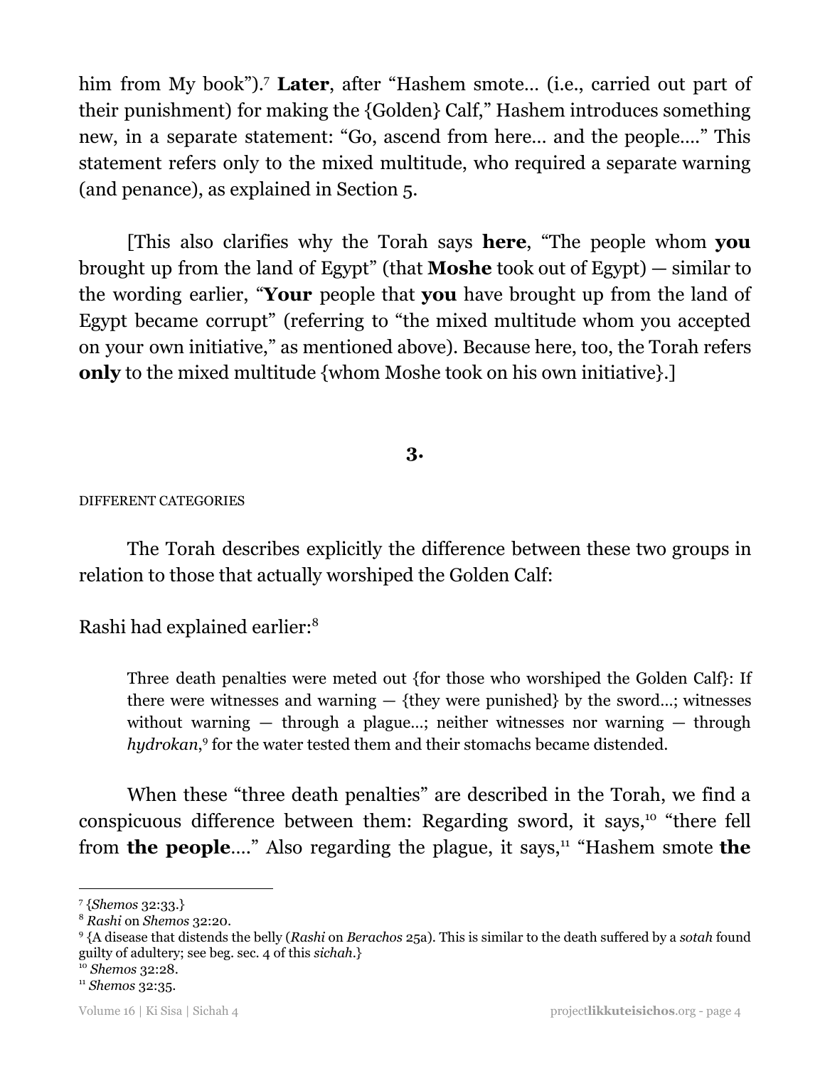him from My book").[7] **Later**, after "Hashem smote… (i.e., carried out part of their punishment) for making the {Golden} Calf," Hashem introduces something new, in a separate statement: "Go, ascend from here… and the people…." This statement refers only to the mixed multitude, who required a separate warning (and penance), as explained in Section 5.

[This also clarifies why the Torah says **here**, "The people whom **you** brought up from the land of Egypt" (that **Moshe** took out of Egypt) — similar to the wording earlier, "**Your** people that **you** have brought up from the land of Egypt became corrupt" (referring to "the mixed multitude whom you accepted on your own initiative," as mentioned above). Because here, too, the Torah refers **only** to the mixed multitude {whom Moshe took on his own initiative}.]

## 3.

DIFFERENT CATEGORIES

The Torah describes explicitly the difference between these two groups in relation to those that actually worshiped the Golden Calf:

Rashi had explained earlier:[8]

> Three death penalties were meted out {for those who worshiped the Golden Calf}: If there were witnesses and warning — {they were punished} by the sword…; witnesses without warning — through a plague…; neither witnesses nor warning — through *hydrokan*,[9] for the water tested them and their stomachs became distended.

When these "three death penalties" are described in the Torah, we find a conspicuous difference between them: Regarding sword, it says,[10] "there fell from **the people**…." Also regarding the plague, it says,[11] "Hashem smote **the**

---

[7] {*Shemos* 32:33.}

[8] *Rashi* on *Shemos* 32:20.

[9] {A disease that distends the belly (*Rashi* on *Berachos* 25a). This is similar to the death suffered by a *sotah* found guilty of adultery; see beg. sec. 4 of this *sichah*.}

[10] *Shemos* 32:28.

[11] *Shemos* 32:35.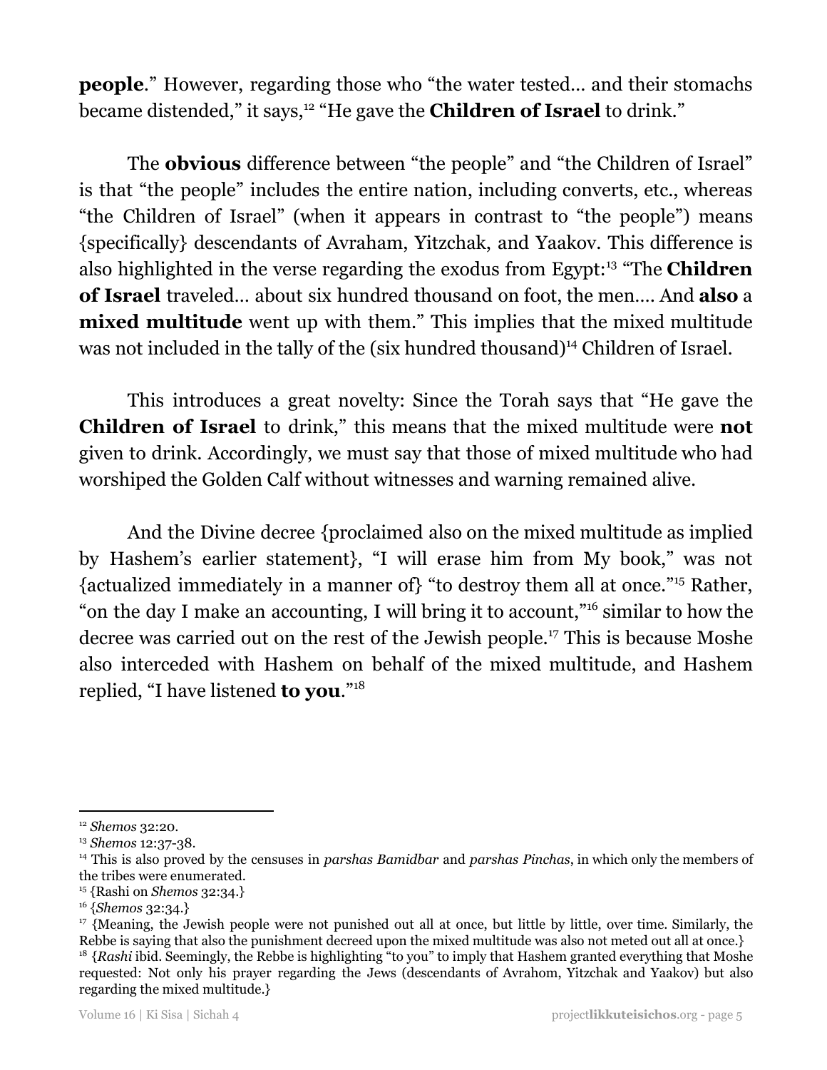**people**." However, regarding those who "the water tested… and their stomachs became distended," it says,[12] "He gave the **Children of Israel** to drink."

The **obvious** difference between "the people" and "the Children of Israel" is that "the people" includes the entire nation, including converts, etc., whereas "the Children of Israel" (when it appears in contrast to "the people") means {specifically} descendants of Avraham, Yitzchak, and Yaakov. This difference is also highlighted in the verse regarding the exodus from Egypt:[13] "The **Children of Israel** traveled… about six hundred thousand on foot, the men…. And **also** a **mixed multitude** went up with them." This implies that the mixed multitude was not included in the tally of the (six hundred thousand)[14] Children of Israel.

This introduces a great novelty: Since the Torah says that "He gave the **Children of Israel** to drink," this means that the mixed multitude were **not** given to drink. Accordingly, we must say that those of mixed multitude who had worshiped the Golden Calf without witnesses and warning remained alive.

And the Divine decree {proclaimed also on the mixed multitude as implied by Hashem's earlier statement}, "I will erase him from My book," was not {actualized immediately in a manner of} "to destroy them all at once."[15] Rather, "on the day I make an accounting, I will bring it to account,"[16] similar to how the decree was carried out on the rest of the Jewish people.[17] This is because Moshe also interceded with Hashem on behalf of the mixed multitude, and Hashem replied, "I have listened **to you**."[18]

---

[12] *Shemos* 32:20.

[13] *Shemos* 12:37-38.

[14] This is also proved by the censuses in *parshas Bamidbar* and *parshas Pinchas*, in which only the members of the tribes were enumerated.

[15] {Rashi on *Shemos* 32:34.}

[16] {*Shemos* 32:34.}

[17] {Meaning, the Jewish people were not punished out all at once, but little by little, over time. Similarly, the Rebbe is saying that also the punishment decreed upon the mixed multitude was also not meted out all at once.}

[18] {*Rashi* ibid. Seemingly, the Rebbe is highlighting "to you" to imply that Hashem granted everything that Moshe requested: Not only his prayer regarding the Jews (descendants of Avrahom, Yitzchak and Yaakov) but also regarding the mixed multitude.}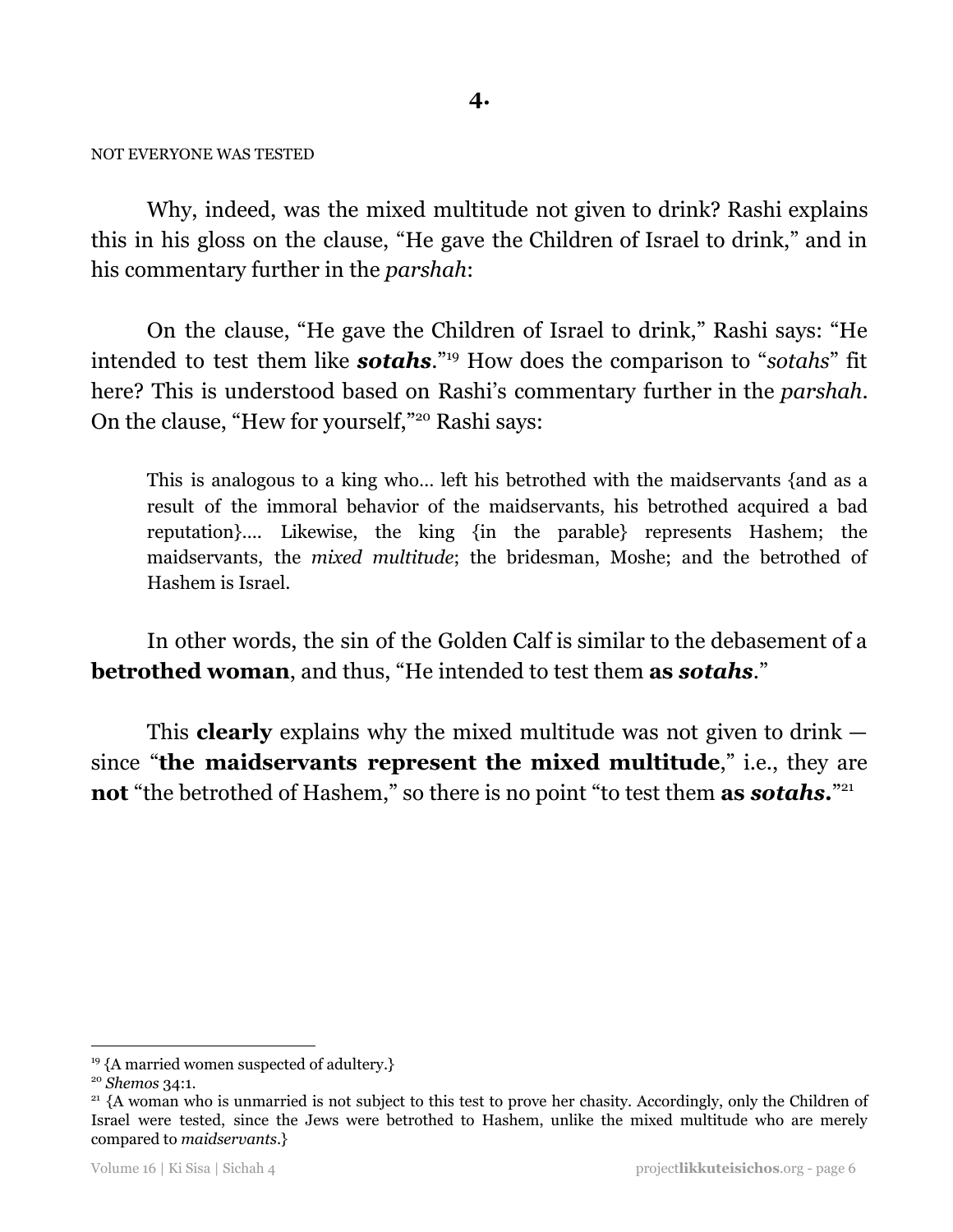## 4.

NOT EVERYONE WAS TESTED

Why, indeed, was the mixed multitude not given to drink? Rashi explains this in his gloss on the clause, "He gave the Children of Israel to drink," and in his commentary further in the *parshah*:

On the clause, "He gave the Children of Israel to drink," Rashi says: "He intended to test them like ***sotahs***."[19] How does the comparison to "*sotahs*" fit here? This is understood based on Rashi's commentary further in the *parshah*. On the clause, "Hew for yourself,"[20] Rashi says:

> This is analogous to a king who... left his betrothed with the maidservants {and as a result of the immoral behavior of the maidservants, his betrothed acquired a bad reputation}.... Likewise, the king {in the parable} represents Hashem; the maidservants, the *mixed multitude*; the bridesman, Moshe; and the betrothed of Hashem is Israel.

In other words, the sin of the Golden Calf is similar to the debasement of a **betrothed woman**, and thus, "He intended to test them **as *sotahs***."

This **clearly** explains why the mixed multitude was not given to drink — since "**the maidservants represent the mixed multitude**," i.e., they are **not** "the betrothed of Hashem," so there is no point "to test them **as *sotahs*.**"[21]

---

[19] {A married women suspected of adultery.}

[20] *Shemos* 34:1.

[21] {A woman who is unmarried is not subject to this test to prove her chasity. Accordingly, only the Children of Israel were tested, since the Jews were betrothed to Hashem, unlike the mixed multitude who are merely compared to *maidservants*.}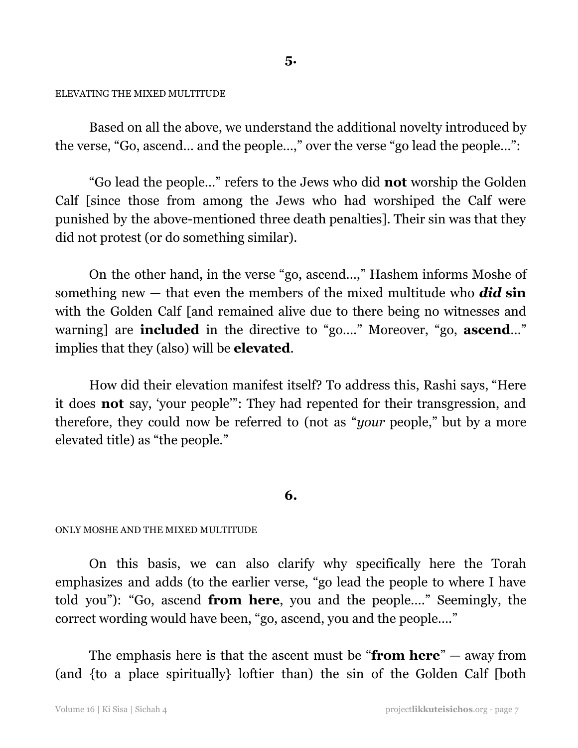## 5.

ELEVATING THE MIXED MULTITUDE

Based on all the above, we understand the additional novelty introduced by the verse, "Go, ascend… and the people…," over the verse "go lead the people…":

"Go lead the people…" refers to the Jews who did **not** worship the Golden Calf [since those from among the Jews who had worshiped the Calf were punished by the above-mentioned three death penalties]. Their sin was that they did not protest (or do something similar).

On the other hand, in the verse "go, ascend…," Hashem informs Moshe of something new — that even the members of the mixed multitude who ***did*** **sin** with the Golden Calf [and remained alive due to there being no witnesses and warning] are **included** in the directive to "go…." Moreover, "go, **ascend**…" implies that they (also) will be **elevated**.

How did their elevation manifest itself? To address this, Rashi says, "Here it does **not** say, 'your people'": They had repented for their transgression, and therefore, they could now be referred to (not as "*your* people," but by a more elevated title) as "the people."

## 6.

ONLY MOSHE AND THE MIXED MULTITUDE

On this basis, we can also clarify why specifically here the Torah emphasizes and adds (to the earlier verse, "go lead the people to where I have told you"): "Go, ascend **from here**, you and the people…." Seemingly, the correct wording would have been, "go, ascend, you and the people…."

The emphasis here is that the ascent must be "**from here**" — away from (and {to a place spiritually} loftier than) the sin of the Golden Calf [both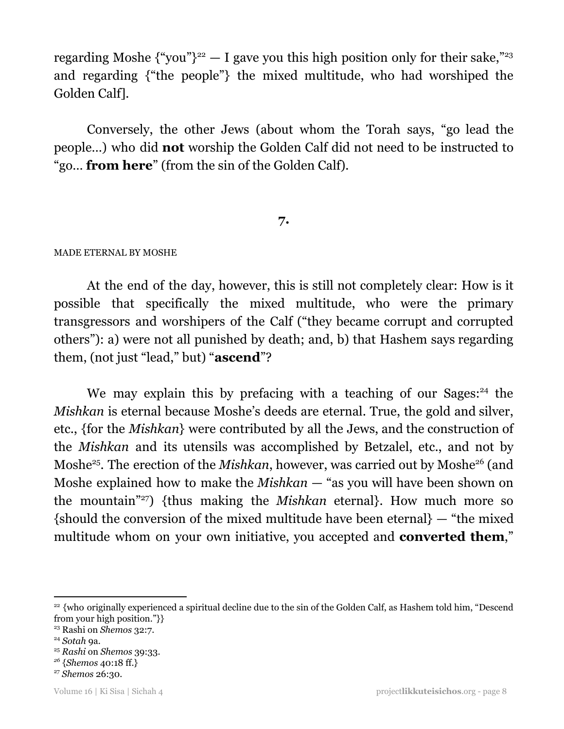regarding Moshe {"you"}[22] — I gave you this high position only for their sake,"[23] and regarding {"the people"} the mixed multitude, who had worshiped the Golden Calf].

Conversely, the other Jews (about whom the Torah says, "go lead the people...) who did **not** worship the Golden Calf did not need to be instructed to "go... **from here**" (from the sin of the Golden Calf).

## 7.

MADE ETERNAL BY MOSHE

At the end of the day, however, this is still not completely clear: How is it possible that specifically the mixed multitude, who were the primary transgressors and worshipers of the Calf ("they became corrupt and corrupted others"): a) were not all punished by death; and, b) that Hashem says regarding them, (not just "lead," but) "**ascend**"?

We may explain this by prefacing with a teaching of our Sages:[24] the *Mishkan* is eternal because Moshe's deeds are eternal. True, the gold and silver, etc., {for the *Mishkan*} were contributed by all the Jews, and the construction of the *Mishkan* and its utensils was accomplished by Betzalel, etc., and not by Moshe[25]. The erection of the *Mishkan*, however, was carried out by Moshe[26] (and Moshe explained how to make the *Mishkan* — "as you will have been shown on the mountain"[27]) {thus making the *Mishkan* eternal}. How much more so {should the conversion of the mixed multitude have been eternal} — "the mixed multitude whom on your own initiative, you accepted and **converted them**,"

---

[22] {who originally experienced a spiritual decline due to the sin of the Golden Calf, as Hashem told him, "Descend from your high position."}}

[23] Rashi on *Shemos* 32:7.

[24] *Sotah* 9a.

[25] *Rashi* on *Shemos* 39:33.

[26] {*Shemos* 40:18 ff.}

[27] *Shemos* 26:30.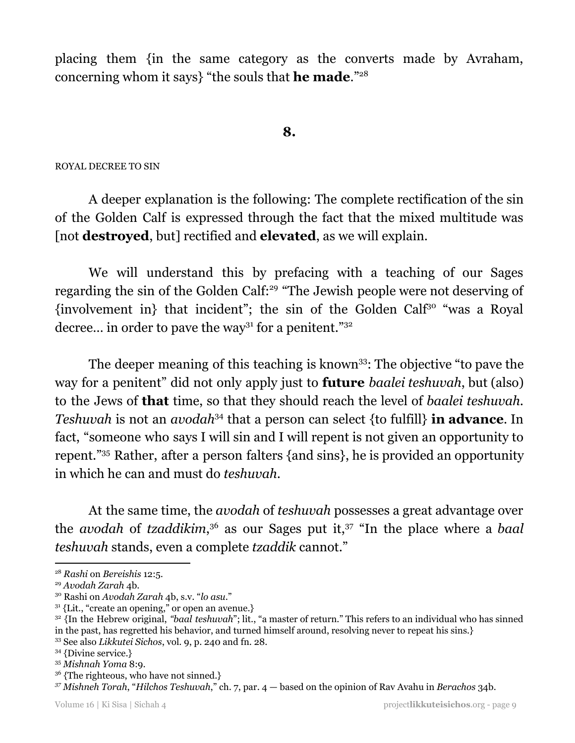placing them {in the same category as the converts made by Avraham, concerning whom it says} "the souls that **he made**."[28]

## 8.

ROYAL DECREE TO SIN

A deeper explanation is the following: The complete rectification of the sin of the Golden Calf is expressed through the fact that the mixed multitude was [not **destroyed**, but] rectified and **elevated**, as we will explain.

We will understand this by prefacing with a teaching of our Sages regarding the sin of the Golden Calf:[29] "The Jewish people were not deserving of {involvement in} that incident"; the sin of the Golden Calf[30] "was a Royal decree… in order to pave the way[31] for a penitent."[32]

The deeper meaning of this teaching is known[33]: The objective "to pave the way for a penitent" did not only apply just to **future** *baalei teshuvah*, but (also) to the Jews of **that** time, so that they should reach the level of *baalei teshuvah*. *Teshuvah* is not an *avodah*[34] that a person can select {to fulfill} **in advance**. In fact, "someone who says I will sin and I will repent is not given an opportunity to repent."[35] Rather, after a person falters {and sins}, he is provided an opportunity in which he can and must do *teshuvah*.

At the same time, the *avodah* of *teshuvah* possesses a great advantage over the *avodah* of *tzaddikim*,[36] as our Sages put it,[37] "In the place where a *baal teshuvah* stands, even a complete *tzaddik* cannot."

---

[28] *Rashi* on *Bereishis* 12:5.

[29] *Avodah Zarah* 4b.

[30] Rashi on *Avodah Zarah* 4b, s.v. "*lo asu*."

[31] {Lit., "create an opening," or open an avenue.}

[32] {In the Hebrew original, *"baal teshuvah*"; lit., "a master of return." This refers to an individual who has sinned in the past, has regretted his behavior, and turned himself around, resolving never to repeat his sins.}

[33] See also *Likkutei Sichos*, vol. 9, p. 240 and fn. 28.

[34] {Divine service.}

[35] *Mishnah Yoma* 8:9.

[36] {The righteous, who have not sinned.}

[37] *Mishneh Torah*, "*Hilchos Teshuvah*," ch. 7, par. 4 — based on the opinion of Rav Avahu in *Berachos* 34b.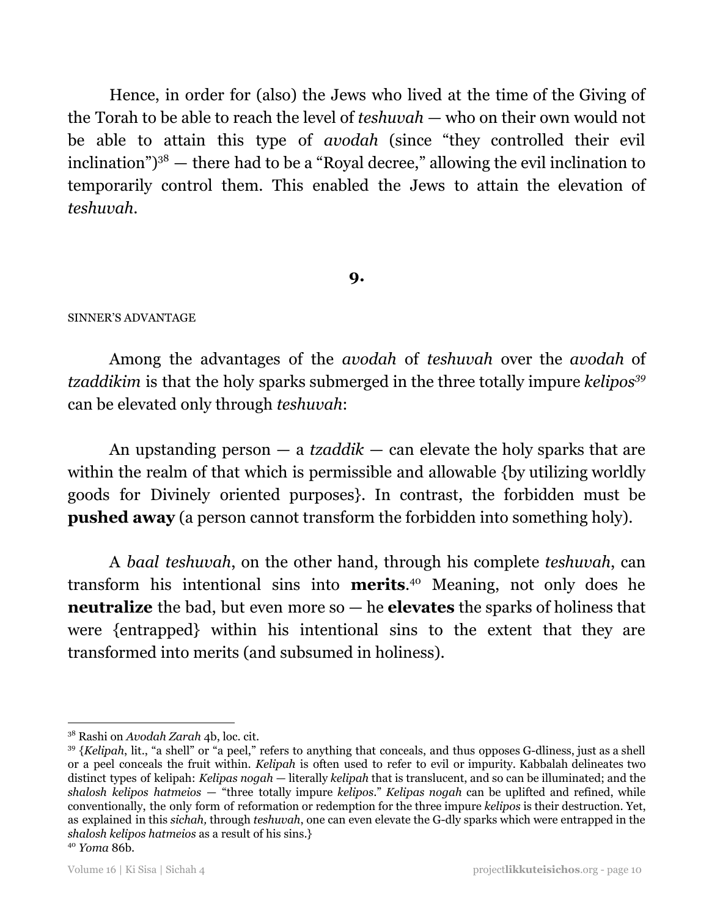Hence, in order for (also) the Jews who lived at the time of the Giving of the Torah to be able to reach the level of *teshuvah* — who on their own would not be able to attain this type of *avodah* (since "they controlled their evil inclination")[38] — there had to be a "Royal decree," allowing the evil inclination to temporarily control them. This enabled the Jews to attain the elevation of *teshuvah*.

## 9.

SINNER'S ADVANTAGE

Among the advantages of the *avodah* of *teshuvah* over the *avodah* of *tzaddikim* is that the holy sparks submerged in the three totally impure *kelipos*[39] can be elevated only through *teshuvah*:

An upstanding person — a *tzaddik* — can elevate the holy sparks that are within the realm of that which is permissible and allowable {by utilizing worldly goods for Divinely oriented purposes}. In contrast, the forbidden must be **pushed away** (a person cannot transform the forbidden into something holy).

A *baal teshuvah*, on the other hand, through his complete *teshuvah*, can transform his intentional sins into **merits**.[40] Meaning, not only does he **neutralize** the bad, but even more so — he **elevates** the sparks of holiness that were {entrapped} within his intentional sins to the extent that they are transformed into merits (and subsumed in holiness).

---

[38] Rashi on *Avodah Zarah* 4b, loc. cit.

[39] {*Kelipah*, lit., "a shell" or "a peel," refers to anything that conceals, and thus opposes G-dliness, just as a shell or a peel conceals the fruit within. *Kelipah* is often used to refer to evil or impurity. Kabbalah delineates two distinct types of kelipah: *Kelipas nogah* — literally *kelipah* that is translucent, and so can be illuminated; and the *shalosh kelipos hatmeios* — "three totally impure *kelipos*." *Kelipas nogah* can be uplifted and refined, while conventionally, the only form of reformation or redemption for the three impure *kelipos* is their destruction. Yet, as explained in this *sichah,* through *teshuvah*, one can even elevate the G-dly sparks which were entrapped in the *shalosh kelipos hatmeios* as a result of his sins.}

[40] *Yoma* 86b.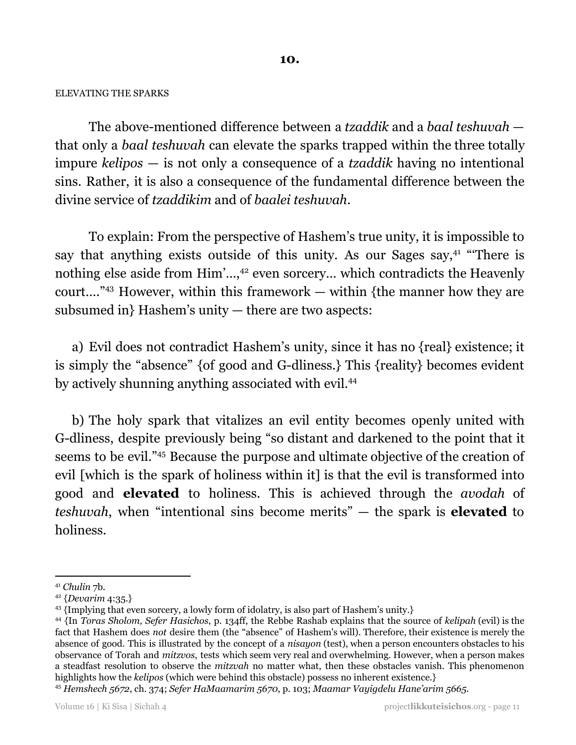## 10.

ELEVATING THE SPARKS

The above-mentioned difference between a *tzaddik* and a *baal teshuvah* — that only a *baal teshuvah* can elevate the sparks trapped within the three totally impure *kelipos* — is not only a consequence of a *tzaddik* having no intentional sins. Rather, it is also a consequence of the fundamental difference between the divine service of *tzaddikim* and of *baalei teshuvah*.

To explain: From the perspective of Hashem's true unity, it is impossible to say that anything exists outside of this unity. As our Sages say,[41] "'There is nothing else aside from Him'…,[42] even sorcery… which contradicts the Heavenly court…."[43] However, within this framework — within {the manner how they are subsumed in} Hashem's unity — there are two aspects:

a) Evil does not contradict Hashem's unity, since it has no {real} existence; it is simply the "absence" {of good and G-dliness.} This {reality} becomes evident by actively shunning anything associated with evil.[44]

b) The holy spark that vitalizes an evil entity becomes openly united with G-dliness, despite previously being "so distant and darkened to the point that it seems to be evil."[45] Because the purpose and ultimate objective of the creation of evil [which is the spark of holiness within it] is that the evil is transformed into good and **elevated** to holiness. This is achieved through the *avodah* of *teshuvah*, when "intentional sins become merits" — the spark is **elevated** to holiness.

---

[41] *Chulin* 7b.

[42] {*Devarim* 4:35.}

[43] {Implying that even sorcery, a lowly form of idolatry, is also part of Hashem's unity.}

[44] {In *Toras Sholom, Sefer Hasichos*, p. 134ff, the Rebbe Rashab explains that the source of *kelipah* (evil) is the fact that Hashem does *not* desire them (the "absence" of Hashem's will). Therefore, their existence is merely the absence of good. This is illustrated by the concept of a *nisayon* (test), when a person encounters obstacles to his observance of Torah and *mitzvos*, tests which seem very real and overwhelming. However, when a person makes a steadfast resolution to observe the *mitzvah* no matter what, then these obstacles vanish. This phenomenon highlights how the *kelipos* (which were behind this obstacle) possess no inherent existence.}

[45] *Hemshech 5672*, ch. 374; *Sefer HaMaamarim 5670*, p. 103; *Maamar Vayigdelu Hane'arim 5665*.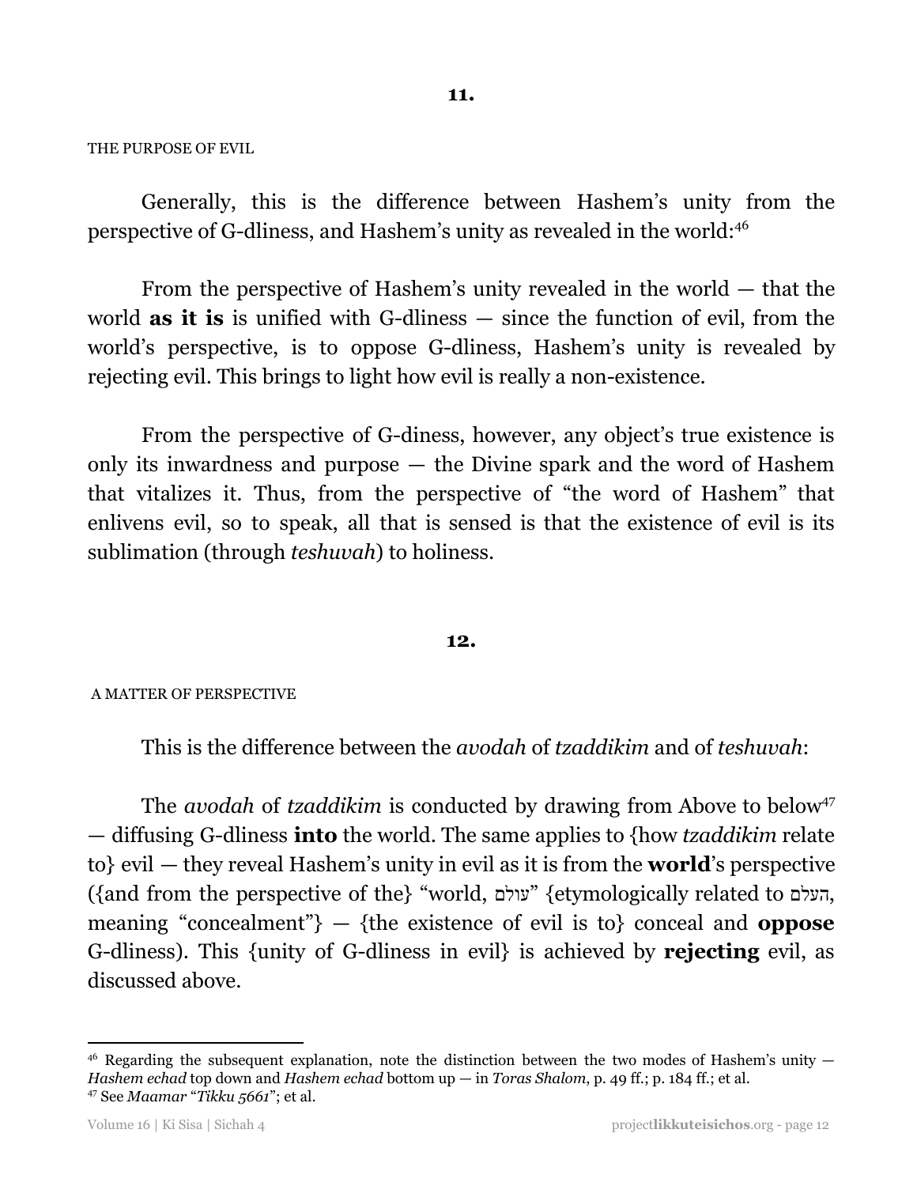**11.**

THE PURPOSE OF EVIL

Generally, this is the difference between Hashem's unity from the perspective of G-dliness, and Hashem's unity as revealed in the world:[46]

From the perspective of Hashem's unity revealed in the world — that the world **as it is** is unified with G-dliness — since the function of evil, from the world's perspective, is to oppose G-dliness, Hashem's unity is revealed by rejecting evil. This brings to light how evil is really a non-existence.

From the perspective of G-diness, however, any object's true existence is only its inwardness and purpose — the Divine spark and the word of Hashem that vitalizes it. Thus, from the perspective of "the word of Hashem" that enlivens evil, so to speak, all that is sensed is that the existence of evil is its sublimation (through *teshuvah*) to holiness.

**12.**

A MATTER OF PERSPECTIVE

This is the difference between the *avodah* of *tzaddikim* and of *teshuvah*:

The *avodah* of *tzaddikim* is conducted by drawing from Above to below[47] — diffusing G-dliness **into** the world. The same applies to {how *tzaddikim* relate to} evil — they reveal Hashem's unity in evil as it is from the **world**'s perspective ({and from the perspective of the} "world, עולם" {etymologically related to העלם, meaning "concealment"} — {the existence of evil is to} conceal and **oppose** G-dliness). This {unity of G-dliness in evil} is achieved by **rejecting** evil, as discussed above.

---

[46] Regarding the subsequent explanation, note the distinction between the two modes of Hashem's unity — *Hashem echad* top down and *Hashem echad* bottom up — in *Toras Shalom*, p. 49 ff.; p. 184 ff.; et al.

[47] See *Maamar* "*Tikku 5661*"; et al.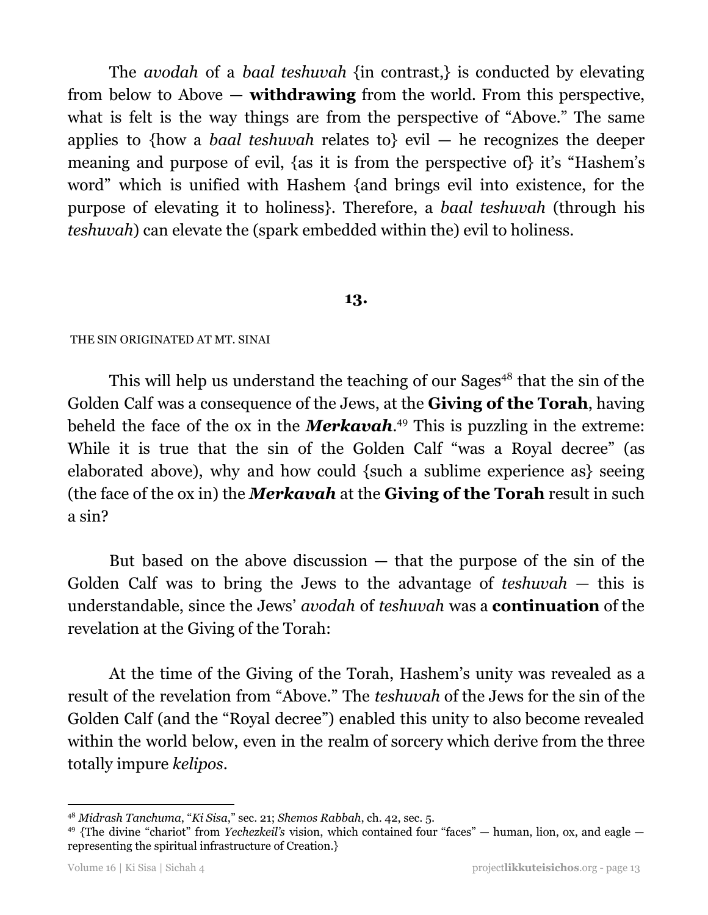The *avodah* of a *baal teshuvah* {in contrast,} is conducted by elevating from below to Above — **withdrawing** from the world. From this perspective, what is felt is the way things are from the perspective of "Above." The same applies to {how a *baal teshuvah* relates to} evil — he recognizes the deeper meaning and purpose of evil, {as it is from the perspective of} it's "Hashem's word" which is unified with Hashem {and brings evil into existence, for the purpose of elevating it to holiness}. Therefore, a *baal teshuvah* (through his *teshuvah*) can elevate the (spark embedded within the) evil to holiness.

## 13.

THE SIN ORIGINATED AT MT. SINAI

This will help us understand the teaching of our Sages[48] that the sin of the Golden Calf was a consequence of the Jews, at the **Giving of the Torah**, having beheld the face of the ox in the ***Merkavah***.[49] This is puzzling in the extreme: While it is true that the sin of the Golden Calf "was a Royal decree" (as elaborated above), why and how could {such a sublime experience as} seeing (the face of the ox in) the ***Merkavah*** at the **Giving of the Torah** result in such a sin?

But based on the above discussion — that the purpose of the sin of the Golden Calf was to bring the Jews to the advantage of *teshuvah* — this is understandable, since the Jews' *avodah* of *teshuvah* was a **continuation** of the revelation at the Giving of the Torah:

At the time of the Giving of the Torah, Hashem's unity was revealed as a result of the revelation from "Above." The *teshuvah* of the Jews for the sin of the Golden Calf (and the "Royal decree") enabled this unity to also become revealed within the world below, even in the realm of sorcery which derive from the three totally impure *kelipos*.

---

[48] *Midrash Tanchuma*, "*Ki Sisa*," sec. 21; *Shemos Rabbah*, ch. 42, sec. 5.

[49] {The divine "chariot" from *Yechezkeil's* vision, which contained four "faces" — human, lion, ox, and eagle — representing the spiritual infrastructure of Creation.}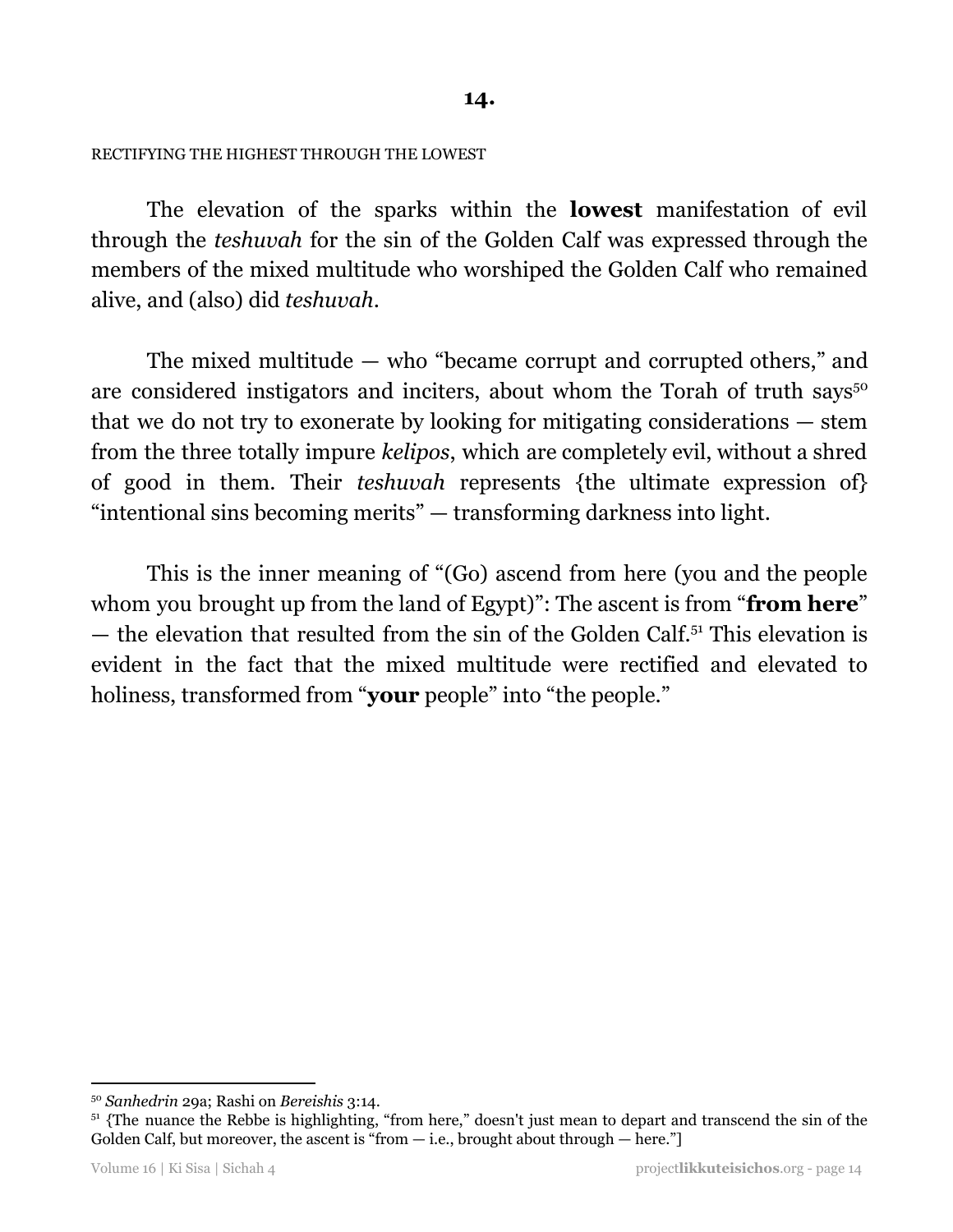# 14.

RECTIFYING THE HIGHEST THROUGH THE LOWEST

The elevation of the sparks within the **lowest** manifestation of evil through the *teshuvah* for the sin of the Golden Calf was expressed through the members of the mixed multitude who worshiped the Golden Calf who remained alive, and (also) did *teshuvah*.

The mixed multitude — who "became corrupt and corrupted others," and are considered instigators and inciters, about whom the Torah of truth says[50] that we do not try to exonerate by looking for mitigating considerations — stem from the three totally impure *kelipos*, which are completely evil, without a shred of good in them. Their *teshuvah* represents {the ultimate expression of} "intentional sins becoming merits" — transforming darkness into light.

This is the inner meaning of "(Go) ascend from here (you and the people whom you brought up from the land of Egypt)": The ascent is from "**from here**" — the elevation that resulted from the sin of the Golden Calf.[51] This elevation is evident in the fact that the mixed multitude were rectified and elevated to holiness, transformed from "**your** people" into "the people."

---

[50] *Sanhedrin* 29a; Rashi on *Bereishis* 3:14.

[51] {The nuance the Rebbe is highlighting, "from here," doesn't just mean to depart and transcend the sin of the Golden Calf, but moreover, the ascent is "from — i.e., brought about through — here."]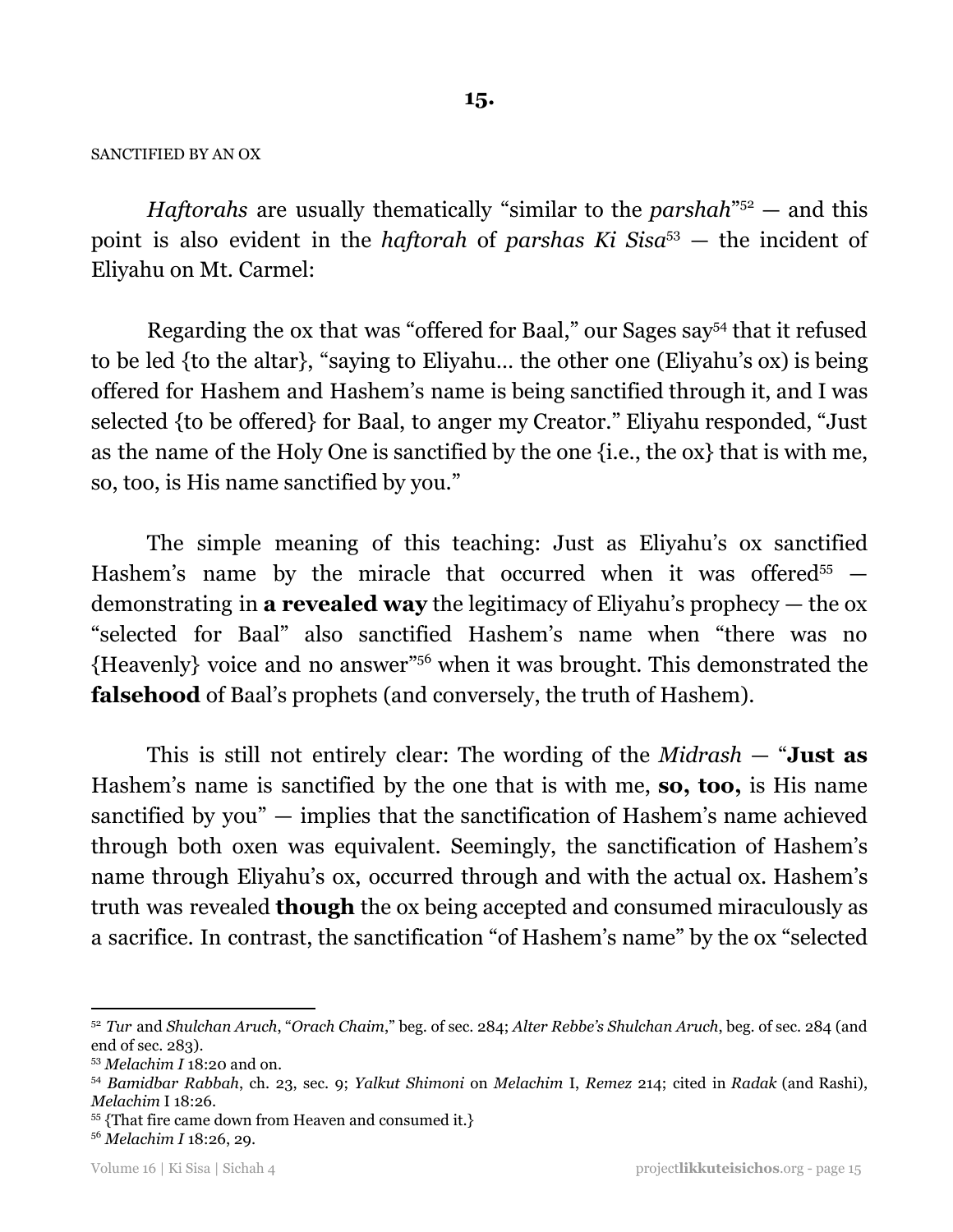## 15.

SANCTIFIED BY AN OX

*Haftorahs* are usually thematically "similar to the *parshah*"[52] — and this point is also evident in the *haftorah* of *parshas Ki Sisa*[53] — the incident of Eliyahu on Mt. Carmel:

Regarding the ox that was "offered for Baal," our Sages say[54] that it refused to be led {to the altar}, "saying to Eliyahu… the other one (Eliyahu's ox) is being offered for Hashem and Hashem's name is being sanctified through it, and I was selected {to be offered} for Baal, to anger my Creator." Eliyahu responded, "Just as the name of the Holy One is sanctified by the one {i.e., the ox} that is with me, so, too, is His name sanctified by you."

The simple meaning of this teaching: Just as Eliyahu's ox sanctified Hashem's name by the miracle that occurred when it was offered[55] — demonstrating in **a revealed way** the legitimacy of Eliyahu's prophecy — the ox "selected for Baal" also sanctified Hashem's name when "there was no {Heavenly} voice and no answer"[56] when it was brought. This demonstrated the **falsehood** of Baal's prophets (and conversely, the truth of Hashem).

This is still not entirely clear: The wording of the *Midrash* — "**Just as** Hashem's name is sanctified by the one that is with me, **so, too,** is His name sanctified by you" — implies that the sanctification of Hashem's name achieved through both oxen was equivalent. Seemingly, the sanctification of Hashem's name through Eliyahu's ox, occurred through and with the actual ox. Hashem's truth was revealed **though** the ox being accepted and consumed miraculously as a sacrifice. In contrast, the sanctification "of Hashem's name" by the ox "selected

---

[52] *Tur* and *Shulchan Aruch*, "*Orach Chaim*," beg. of sec. 284; *Alter Rebbe's Shulchan Aruch*, beg. of sec. 284 (and end of sec. 283).

[53] *Melachim I* 18:20 and on.

[54] *Bamidbar Rabbah*, ch. 23, sec. 9; *Yalkut Shimoni* on *Melachim* I, *Remez* 214; cited in *Radak* (and Rashi), *Melachim* I 18:26.

[55] {That fire came down from Heaven and consumed it.}

[56] *Melachim I* 18:26, 29.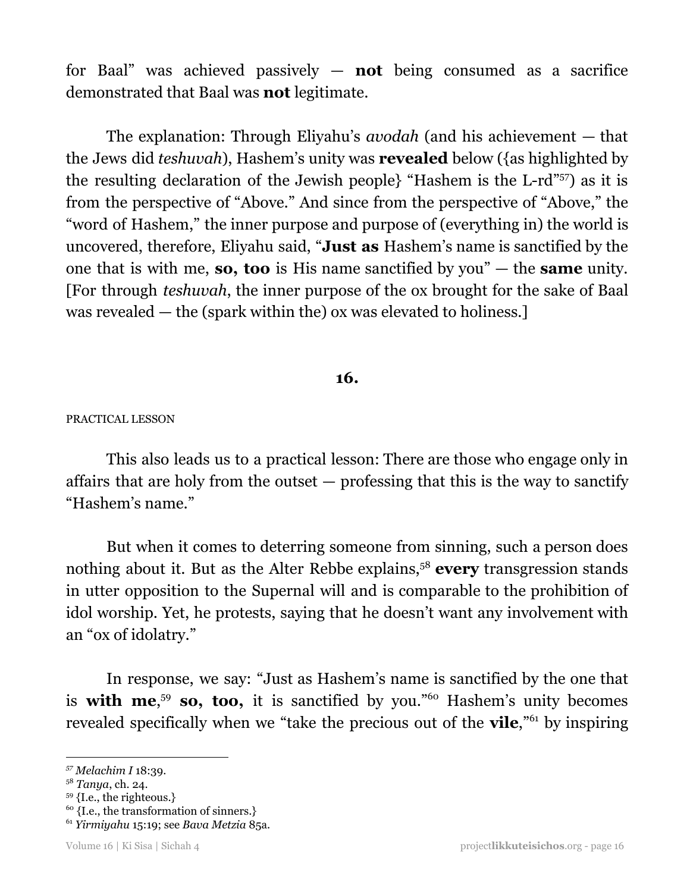for Baal" was achieved passively — **not** being consumed as a sacrifice demonstrated that Baal was **not** legitimate.

The explanation: Through Eliyahu's *avodah* (and his achievement — that the Jews did *teshuvah*), Hashem's unity was **revealed** below ({as highlighted by the resulting declaration of the Jewish people} "Hashem is the L-rd"[57]) as it is from the perspective of "Above." And since from the perspective of "Above," the "word of Hashem," the inner purpose and purpose of (everything in) the world is uncovered, therefore, Eliyahu said, "**Just as** Hashem's name is sanctified by the one that is with me, **so, too** is His name sanctified by you" — the **same** unity. [For through *teshuvah*, the inner purpose of the ox brought for the sake of Baal was revealed — the (spark within the) ox was elevated to holiness.]

## 16.

PRACTICAL LESSON

This also leads us to a practical lesson: There are those who engage only in affairs that are holy from the outset — professing that this is the way to sanctify "Hashem's name."

But when it comes to deterring someone from sinning, such a person does nothing about it. But as the Alter Rebbe explains,[58] **every** transgression stands in utter opposition to the Supernal will and is comparable to the prohibition of idol worship. Yet, he protests, saying that he doesn't want any involvement with an "ox of idolatry."

In response, we say: "Just as Hashem's name is sanctified by the one that is **with me**,[59] **so, too,** it is sanctified by you."[60] Hashem's unity becomes revealed specifically when we "take the precious out of the **vile**,"[61] by inspiring

---

[57] *Melachim I* 18:39.

[58] *Tanya*, ch. 24.

[59] {I.e., the righteous.}

[60] {I.e., the transformation of sinners.}

[61] *Yirmiyahu* 15:19; see *Bava Metzia* 85a.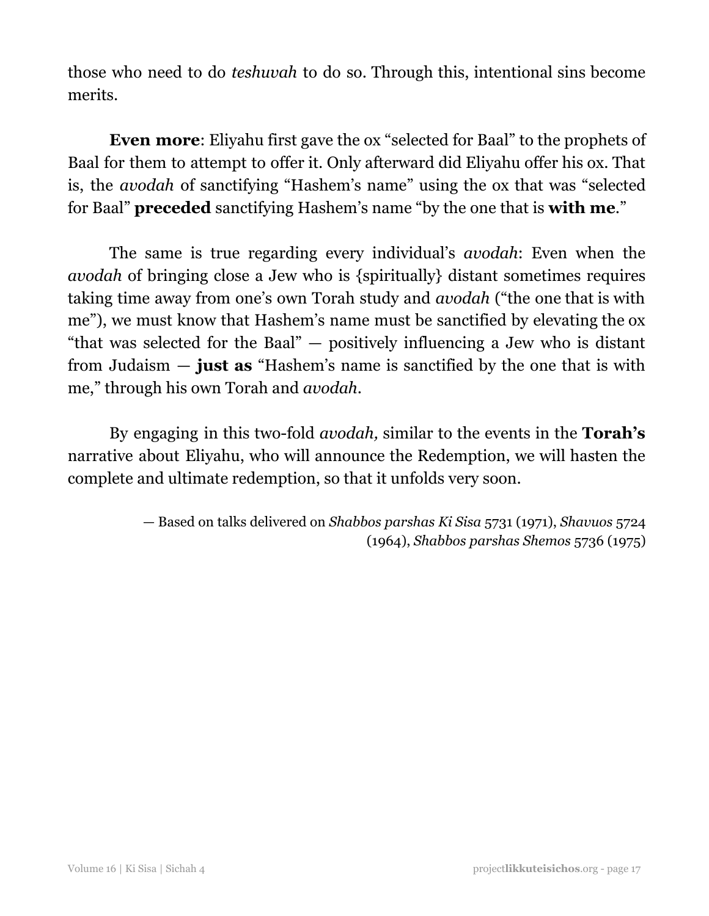those who need to do *teshuvah* to do so. Through this, intentional sins become merits.

**Even more**: Eliyahu first gave the ox "selected for Baal" to the prophets of Baal for them to attempt to offer it. Only afterward did Eliyahu offer his ox. That is, the *avodah* of sanctifying "Hashem's name" using the ox that was "selected for Baal" **preceded** sanctifying Hashem's name "by the one that is **with me**."

The same is true regarding every individual's *avodah*: Even when the *avodah* of bringing close a Jew who is {spiritually} distant sometimes requires taking time away from one's own Torah study and *avodah* ("the one that is with me"), we must know that Hashem's name must be sanctified by elevating the ox "that was selected for the Baal" — positively influencing a Jew who is distant from Judaism — **just as** "Hashem's name is sanctified by the one that is with me," through his own Torah and *avodah*.

By engaging in this two-fold *avodah,* similar to the events in the **Torah's** narrative about Eliyahu, who will announce the Redemption, we will hasten the complete and ultimate redemption, so that it unfolds very soon.

— Based on talks delivered on *Shabbos parshas Ki Sisa* 5731 (1971), *Shavuos* 5724 (1964), *Shabbos parshas Shemos* 5736 (1975)